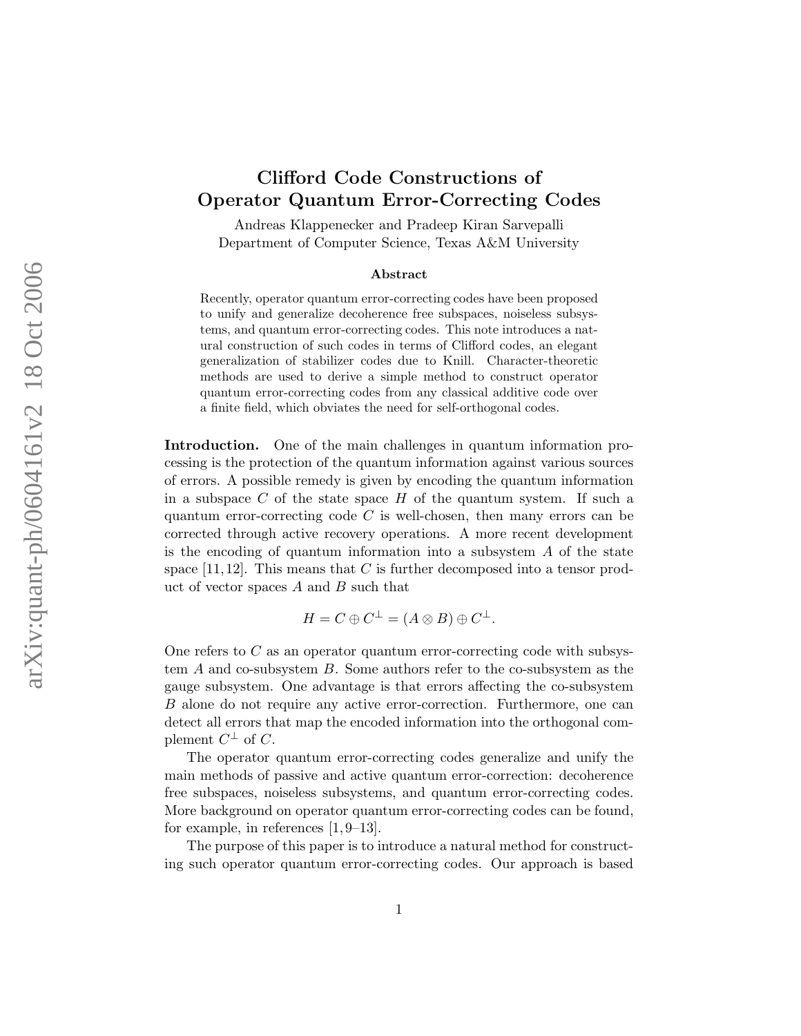# Clifford Code Constructions of Operator Quantum Error-Correcting Codes

Andreas Klappenecker and Pradeep Kiran Sarvepalli
Department of Computer Science, Texas A&M University

## Abstract

Recently, operator quantum error-correcting codes have been proposed to unify and generalize decoherence free subspaces, noiseless subsystems, and quantum error-correcting codes. This note introduces a natural construction of such codes in terms of Clifford codes, an elegant generalization of stabilizer codes due to Knill. Character-theoretic methods are used to derive a simple method to construct operator quantum error-correcting codes from any classical additive code over a finite field, which obviates the need for self-orthogonal codes.

**Introduction.** One of the main challenges in quantum information processing is the protection of the quantum information against various sources of errors. A possible remedy is given by encoding the quantum information in a subspace $C$ of the state space $H$ of the quantum system. If such a quantum error-correcting code $C$ is well-chosen, then many errors can be corrected through active recovery operations. A more recent development is the encoding of quantum information into a subsystem $A$ of the state space [11, 12]. This means that $C$ is further decomposed into a tensor product of vector spaces $A$ and $B$ such that

$$H = C \oplus C^{\perp} = (A \otimes B) \oplus C^{\perp}.$$

One refers to $C$ as an operator quantum error-correcting code with subsystem $A$ and co-subsystem $B$. Some authors refer to the co-subsystem as the gauge subsystem. One advantage is that errors affecting the co-subsystem $B$ alone do not require any active error-correction. Furthermore, one can detect all errors that map the encoded information into the orthogonal complement $C^{\perp}$ of $C$.

The operator quantum error-correcting codes generalize and unify the main methods of passive and active quantum error-correction: decoherence free subspaces, noiseless subsystems, and quantum error-correcting codes. More background on operator quantum error-correcting codes can be found, for example, in references [1, 9–13].

The purpose of this paper is to introduce a natural method for constructing such operator quantum error-correcting codes. Our approach is based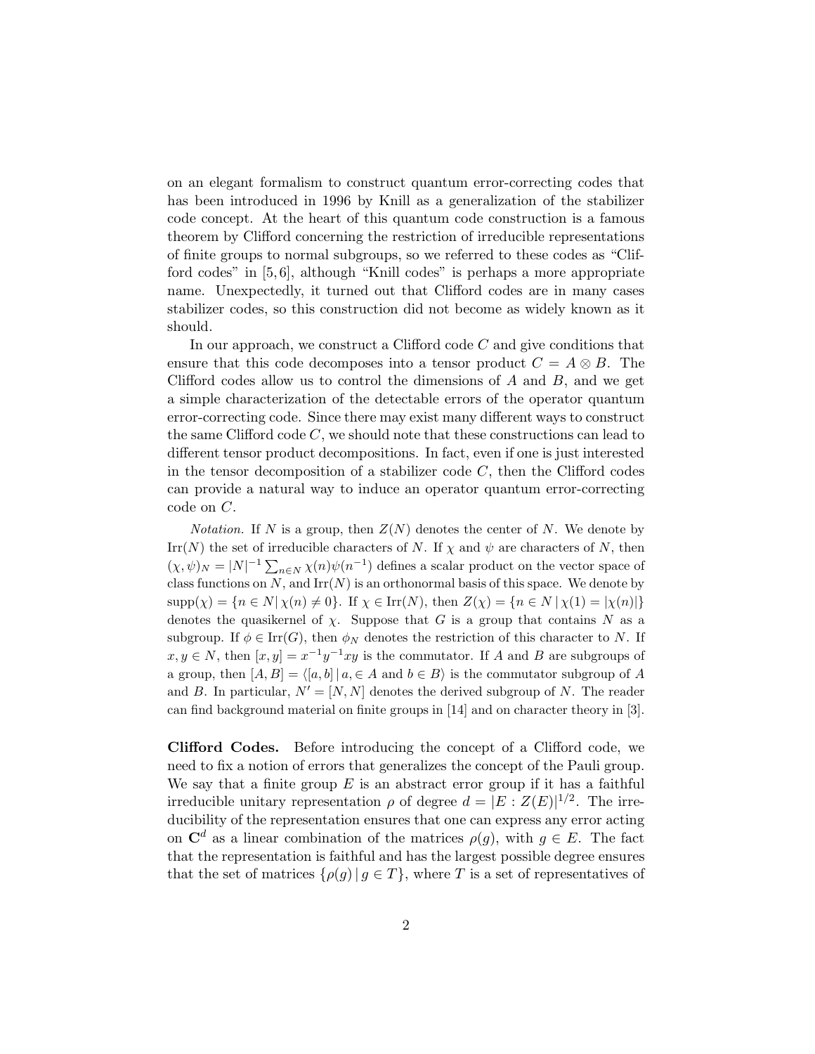on an elegant formalism to construct quantum error-correcting codes that has been introduced in 1996 by Knill as a generalization of the stabilizer code concept. At the heart of this quantum code construction is a famous theorem by Clifford concerning the restriction of irreducible representations of finite groups to normal subgroups, so we referred to these codes as "Clifford codes" in [5, 6], although "Knill codes" is perhaps a more appropriate name. Unexpectedly, it turned out that Clifford codes are in many cases stabilizer codes, so this construction did not become as widely known as it should.

In our approach, we construct a Clifford code $C$ and give conditions that ensure that this code decomposes into a tensor product $C = A \otimes B$. The Clifford codes allow us to control the dimensions of $A$ and $B$, and we get a simple characterization of the detectable errors of the operator quantum error-correcting code. Since there may exist many different ways to construct the same Clifford code $C$, we should note that these constructions can lead to different tensor product decompositions. In fact, even if one is just interested in the tensor decomposition of a stabilizer code $C$, then the Clifford codes can provide a natural way to induce an operator quantum error-correcting code on $C$.

*Notation.* If $N$ is a group, then $Z(N)$ denotes the center of $N$. We denote by $\mathrm{Irr}(N)$ the set of irreducible characters of $N$. If $\chi$ and $\psi$ are characters of $N$, then $(\chi, \psi)_N = |N|^{-1} \sum_{n \in N} \chi(n)\psi(n^{-1})$ defines a scalar product on the vector space of class functions on $N$, and $\mathrm{Irr}(N)$ is an orthonormal basis of this space. We denote by $\mathrm{supp}(\chi) = \{n \in N | \, \chi(n) \neq 0\}$. If $\chi \in \mathrm{Irr}(N)$, then $Z(\chi) = \{n \in N \,|\, \chi(1) = |\chi(n)|\}$ denotes the quasikernel of $\chi$. Suppose that $G$ is a group that contains $N$ as a subgroup. If $\phi \in \mathrm{Irr}(G)$, then $\phi_N$ denotes the restriction of this character to $N$. If $x, y \in N$, then $[x, y] = x^{-1}y^{-1}xy$ is the commutator. If $A$ and $B$ are subgroups of a group, then $[A, B] = \langle [a, b] \,|\, a, \in A \text{ and } b \in B\rangle$ is the commutator subgroup of $A$ and $B$. In particular, $N' = [N, N]$ denotes the derived subgroup of $N$. The reader can find background material on finite groups in [14] and on character theory in [3].

**Clifford Codes.** Before introducing the concept of a Clifford code, we need to fix a notion of errors that generalizes the concept of the Pauli group. We say that a finite group $E$ is an abstract error group if it has a faithful irreducible unitary representation $\rho$ of degree $d = |E : Z(E)|^{1/2}$. The irreducibility of the representation ensures that one can express any error acting on $\mathbf{C}^d$ as a linear combination of the matrices $\rho(g)$, with $g \in E$. The fact that the representation is faithful and has the largest possible degree ensures that the set of matrices $\{\rho(g) \,|\, g \in T\}$, where $T$ is a set of representatives of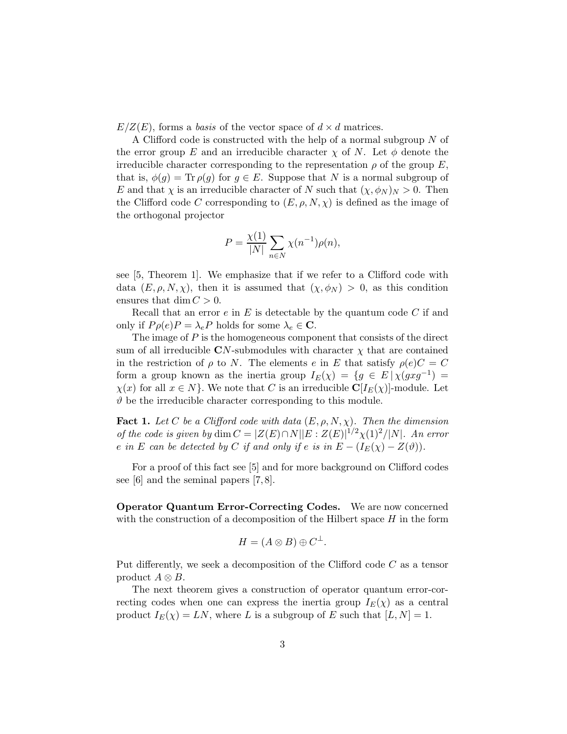$E/Z(E)$, forms a *basis* of the vector space of $d \times d$ matrices.

A Clifford code is constructed with the help of a normal subgroup $N$ of the error group $E$ and an irreducible character $\chi$ of $N$. Let $\phi$ denote the irreducible character corresponding to the representation $\rho$ of the group $E$, that is, $\phi(g) = \operatorname{Tr} \rho(g)$ for $g \in E$. Suppose that $N$ is a normal subgroup of $E$ and that $\chi$ is an irreducible character of $N$ such that $(\chi, \phi_N)_N > 0$. Then the Clifford code $C$ corresponding to $(E, \rho, N, \chi)$ is defined as the image of the orthogonal projector

$$P = \frac{\chi(1)}{|N|} \sum_{n \in N} \chi(n^{-1}) \rho(n),$$

see [5, Theorem 1]. We emphasize that if we refer to a Clifford code with data $(E, \rho, N, \chi)$, then it is assumed that $(\chi, \phi_N) > 0$, as this condition ensures that $\dim C > 0$.

Recall that an error $e$ in $E$ is detectable by the quantum code $C$ if and only if $P\rho(e)P = \lambda_e P$ holds for some $\lambda_e \in \mathbf{C}$.

The image of $P$ is the homogeneous component that consists of the direct sum of all irreducible $\mathbf{C}N$-submodules with character $\chi$ that are contained in the restriction of $\rho$ to $N$. The elements $e$ in $E$ that satisfy $\rho(e)C = C$ form a group known as the inertia group $I_E(\chi) = \{g \in E \,|\, \chi(gxg^{-1}) = \chi(x) \text{ for all } x \in N\}$. We note that $C$ is an irreducible $\mathbf{C}[I_E(\chi)]$-module. Let $\vartheta$ be the irreducible character corresponding to this module.

**Fact 1.** *Let $C$ be a Clifford code with data $(E, \rho, N, \chi)$. Then the dimension of the code is given by $\dim C = |Z(E) \cap N| |E : Z(E)|^{1/2} \chi(1)^2 / |N|$. An error $e$ in $E$ can be detected by $C$ if and only if $e$ is in $E - (I_E(\chi) - Z(\vartheta))$.*

For a proof of this fact see [5] and for more background on Clifford codes see [6] and the seminal papers [7, 8].

**Operator Quantum Error-Correcting Codes.** We are now concerned with the construction of a decomposition of the Hilbert space $H$ in the form

$$H = (A \otimes B) \oplus C^{\perp}.$$

Put differently, we seek a decomposition of the Clifford code $C$ as a tensor product $A \otimes B$.

The next theorem gives a construction of operator quantum error-correcting codes when one can express the inertia group $I_E(\chi)$ as a central product $I_E(\chi) = LN$, where $L$ is a subgroup of $E$ such that $[L, N] = 1$.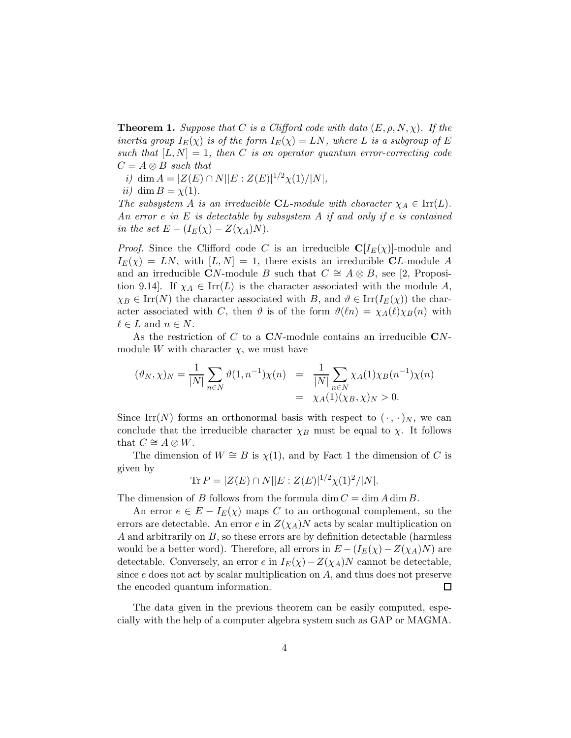**Theorem 1.** *Suppose that $C$ is a Clifford code with data $(E, \rho, N, \chi)$. If the inertia group $I_E(\chi)$ is of the form $I_E(\chi) = LN$, where $L$ is a subgroup of $E$ such that $[L, N] = 1$, then $C$ is an operator quantum error-correcting code $C = A \otimes B$ such that*

*i)* $\dim A = |Z(E) \cap N||E : Z(E)|^{1/2}\chi(1)/|N|$,

*ii)* $\dim B = \chi(1)$.

*The subsystem $A$ is an irreducible $\mathbf{C}L$-module with character $\chi_A \in \mathrm{Irr}(L)$. An error $e$ in $E$ is detectable by subsystem $A$ if and only if $e$ is contained in the set $E - (I_E(\chi) - Z(\chi_A)N)$.*

*Proof.* Since the Clifford code $C$ is an irreducible $\mathbf{C}[I_E(\chi)]$-module and $I_E(\chi) = LN$, with $[L, N] = 1$, there exists an irreducible $\mathbf{C}L$-module $A$ and an irreducible $\mathbf{C}N$-module $B$ such that $C \cong A \otimes B$, see [2, Proposition 9.14]. If $\chi_A \in \mathrm{Irr}(L)$ is the character associated with the module $A$, $\chi_B \in \mathrm{Irr}(N)$ the character associated with $B$, and $\vartheta \in \mathrm{Irr}(I_E(\chi))$ the character associated with $C$, then $\vartheta$ is of the form $\vartheta(\ell n) = \chi_A(\ell)\chi_B(n)$ with $\ell \in L$ and $n \in N$.

As the restriction of $C$ to a $\mathbf{C}N$-module contains an irreducible $\mathbf{C}N$-module $W$ with character $\chi$, we must have

$$
\begin{aligned}
(\vartheta_N, \chi)_N = \frac{1}{|N|}\sum_{n \in N} \vartheta(1, n^{-1})\chi(n) &= \frac{1}{|N|}\sum_{n \in N} \chi_A(1)\chi_B(n^{-1})\chi(n) \\
&= \chi_A(1)(\chi_B, \chi)_N > 0.
\end{aligned}
$$

Since $\mathrm{Irr}(N)$ forms an orthonormal basis with respect to $(\,\cdot\,,\cdot\,)_N$, we can conclude that the irreducible character $\chi_B$ must be equal to $\chi$. It follows that $C \cong A \otimes W$.

The dimension of $W \cong B$ is $\chi(1)$, and by Fact 1 the dimension of $C$ is given by

$$
\mathrm{Tr}\, P = |Z(E) \cap N||E : Z(E)|^{1/2}\chi(1)^2/|N|.
$$

The dimension of $B$ follows from the formula $\dim C = \dim A \dim B$.

An error $e \in E - I_E(\chi)$ maps $C$ to an orthogonal complement, so the errors are detectable. An error $e$ in $Z(\chi_A)N$ acts by scalar multiplication on $A$ and arbitrarily on $B$, so these errors are by definition detectable (harmless would be a better word). Therefore, all errors in $E - (I_E(\chi) - Z(\chi_A)N)$ are detectable. Conversely, an error $e$ in $I_E(\chi) - Z(\chi_A)N$ cannot be detectable, since $e$ does not act by scalar multiplication on $A$, and thus does not preserve the encoded quantum information. $\square$

The data given in the previous theorem can be easily computed, especially with the help of a computer algebra system such as GAP or MAGMA.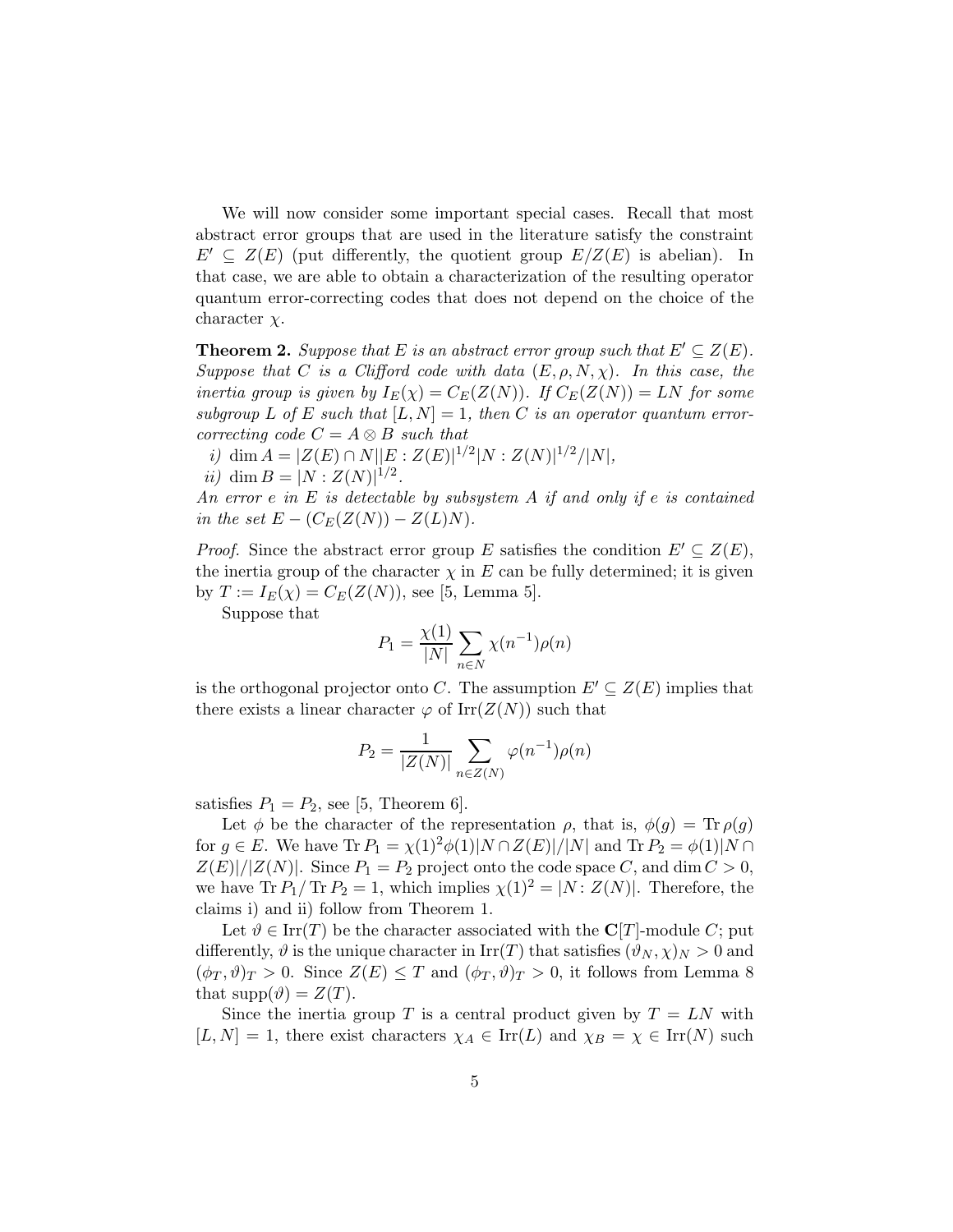We will now consider some important special cases. Recall that most abstract error groups that are used in the literature satisfy the constraint $E' \subseteq Z(E)$ (put differently, the quotient group $E/Z(E)$ is abelian). In that case, we are able to obtain a characterization of the resulting operator quantum error-correcting codes that does not depend on the choice of the character $\chi$.

**Theorem 2.** *Suppose that $E$ is an abstract error group such that $E' \subseteq Z(E)$. Suppose that $C$ is a Clifford code with data $(E, \rho, N, \chi)$. In this case, the inertia group is given by $I_E(\chi) = C_E(Z(N))$. If $C_E(Z(N)) = LN$ for some subgroup $L$ of $E$ such that $[L, N] = 1$, then $C$ is an operator quantum error-correcting code $C = A \otimes B$ such that*

*i)* $\dim A = |Z(E) \cap N||E : Z(E)|^{1/2}|N : Z(N)|^{1/2}/|N|$,

*ii)* $\dim B = |N : Z(N)|^{1/2}$.

*An error $e$ in $E$ is detectable by subsystem $A$ if and only if $e$ is contained in the set $E - (C_E(Z(N)) - Z(L)N)$.*

*Proof.* Since the abstract error group $E$ satisfies the condition $E' \subseteq Z(E)$, the inertia group of the character $\chi$ in $E$ can be fully determined; it is given by $T := I_E(\chi) = C_E(Z(N))$, see [5, Lemma 5].

Suppose that

$$P_1 = \frac{\chi(1)}{|N|} \sum_{n \in N} \chi(n^{-1})\rho(n)$$

is the orthogonal projector onto $C$. The assumption $E' \subseteq Z(E)$ implies that there exists a linear character $\varphi$ of $\mathrm{Irr}(Z(N))$ such that

$$P_2 = \frac{1}{|Z(N)|} \sum_{n \in Z(N)} \varphi(n^{-1})\rho(n)$$

satisfies $P_1 = P_2$, see [5, Theorem 6].

Let $\phi$ be the character of the representation $\rho$, that is, $\phi(g) = \mathrm{Tr}\,\rho(g)$ for $g \in E$. We have $\mathrm{Tr}\,P_1 = \chi(1)^2\phi(1)|N \cap Z(E)|/|N|$ and $\mathrm{Tr}\,P_2 = \phi(1)|N \cap Z(E)|/|Z(N)|$. Since $P_1 = P_2$ project onto the code space $C$, and $\dim C > 0$, we have $\mathrm{Tr}\,P_1/\,\mathrm{Tr}\,P_2 = 1$, which implies $\chi(1)^2 = |N : Z(N)|$. Therefore, the claims i) and ii) follow from Theorem 1.

Let $\vartheta \in \mathrm{Irr}(T)$ be the character associated with the $\mathbf{C}[T]$-module $C$; put differently, $\vartheta$ is the unique character in $\mathrm{Irr}(T)$ that satisfies $(\vartheta_N, \chi)_N > 0$ and $(\phi_T, \vartheta)_T > 0$. Since $Z(E) \leq T$ and $(\phi_T, \vartheta)_T > 0$, it follows from Lemma 8 that $\mathrm{supp}(\vartheta) = Z(T)$.

Since the inertia group $T$ is a central product given by $T = LN$ with $[L, N] = 1$, there exist characters $\chi_A \in \mathrm{Irr}(L)$ and $\chi_B = \chi \in \mathrm{Irr}(N)$ such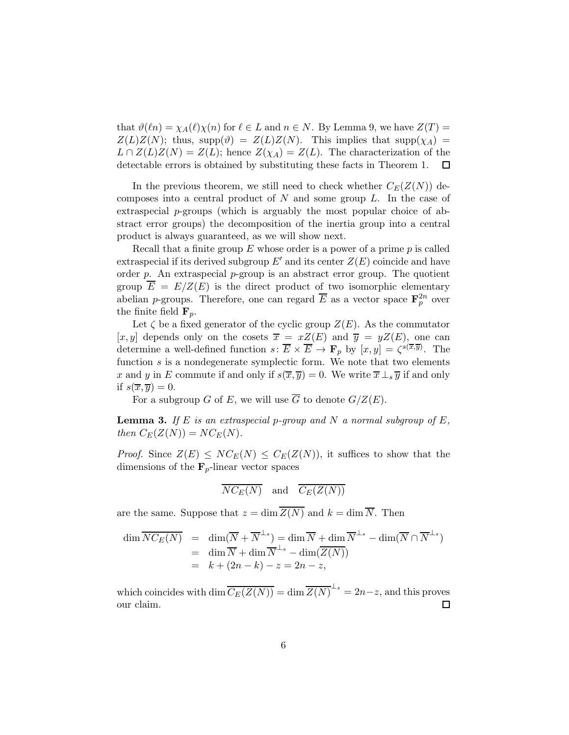that $\vartheta(\ell n) = \chi_A(\ell)\chi(n)$ for $\ell \in L$ and $n \in N$. By Lemma 9, we have $Z(T) = Z(L)Z(N)$; thus, $\operatorname{supp}(\vartheta) = Z(L)Z(N)$. This implies that $\operatorname{supp}(\chi_A) = L \cap Z(L)Z(N) = Z(L)$; hence $Z(\chi_A) = Z(L)$. The characterization of the detectable errors is obtained by substituting these facts in Theorem 1. $\square$

In the previous theorem, we still need to check whether $C_E(Z(N))$ decomposes into a central product of $N$ and some group $L$. In the case of extraspecial $p$-groups (which is arguably the most popular choice of abstract error groups) the decomposition of the inertia group into a central product is always guaranteed, as we will show next.

Recall that a finite group $E$ whose order is a power of a prime $p$ is called extraspecial if its derived subgroup $E'$ and its center $Z(E)$ coincide and have order $p$. An extraspecial $p$-group is an abstract error group. The quotient group $\overline{E} = E/Z(E)$ is the direct product of two isomorphic elementary abelian $p$-groups. Therefore, one can regard $\overline{E}$ as a vector space $\mathbf{F}_p^{2n}$ over the finite field $\mathbf{F}_p$.

Let $\zeta$ be a fixed generator of the cyclic group $Z(E)$. As the commutator $[x, y]$ depends only on the cosets $\overline{x} = xZ(E)$ and $\overline{y} = yZ(E)$, one can determine a well-defined function $s\colon \overline{E} \times \overline{E} \to \mathbf{F}_p$ by $[x, y] = \zeta^{s(\overline{x},\overline{y})}$. The function $s$ is a nondegenerate symplectic form. We note that two elements $x$ and $y$ in $E$ commute if and only if $s(\overline{x}, \overline{y}) = 0$. We write $\overline{x} \perp_s \overline{y}$ if and only if $s(\overline{x}, \overline{y}) = 0$.

For a subgroup $G$ of $E$, we will use $\overline{G}$ to denote $G/Z(E)$.

**Lemma 3.** *If $E$ is an extraspecial $p$-group and $N$ a normal subgroup of $E$, then $C_E(Z(N)) = NC_E(N)$.*

*Proof.* Since $Z(E) \leq NC_E(N) \leq C_E(Z(N))$, it suffices to show that the dimensions of the $\mathbf{F}_p$-linear vector spaces

$$\overline{NC_E(N)} \quad \text{and} \quad \overline{C_E(Z(N))}$$

are the same. Suppose that $z = \dim \overline{Z(N)}$ and $k = \dim \overline{N}$. Then

$$\begin{aligned}
\dim \overline{NC_E(N)} &= \dim(\overline{N} + \overline{N}^{\perp_s}) = \dim \overline{N} + \dim \overline{N}^{\perp_s} - \dim(\overline{N} \cap \overline{N}^{\perp_s}) \\
&= \dim \overline{N} + \dim \overline{N}^{\perp_s} - \dim(\overline{Z(N)}) \\
&= k + (2n - k) - z = 2n - z,
\end{aligned}$$

which coincides with $\dim \overline{C_E(Z(N))} = \dim \overline{Z(N)}^{\perp_s} = 2n - z$, and this proves our claim. $\square$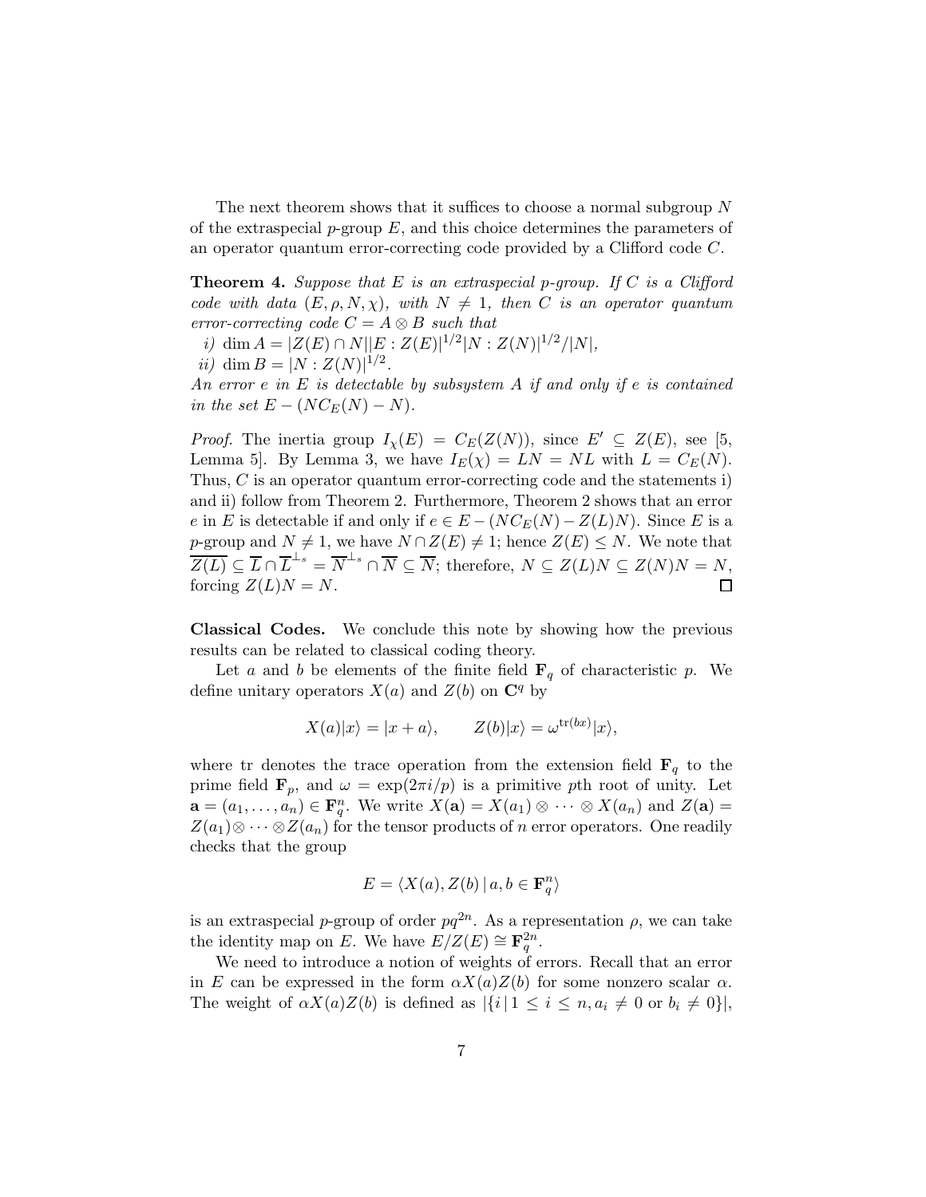The next theorem shows that it suffices to choose a normal subgroup $N$ of the extraspecial $p$-group $E$, and this choice determines the parameters of an operator quantum error-correcting code provided by a Clifford code $C$.

**Theorem 4.** *Suppose that $E$ is an extraspecial $p$-group. If $C$ is a Clifford code with data $(E, \rho, N, \chi)$, with $N \neq 1$, then $C$ is an operator quantum error-correcting code $C = A \otimes B$ such that*

*i)* $\dim A = |Z(E) \cap N||E : Z(E)|^{1/2}|N : Z(N)|^{1/2}/|N|$,

*ii)* $\dim B = |N : Z(N)|^{1/2}$.

*An error $e$ in $E$ is detectable by subsystem $A$ if and only if $e$ is contained in the set $E - (NC_E(N) - N)$.*

*Proof.* The inertia group $I_\chi(E) = C_E(Z(N))$, since $E' \subseteq Z(E)$, see [5, Lemma 5]. By Lemma 3, we have $I_E(\chi) = LN = NL$ with $L = C_E(N)$. Thus, $C$ is an operator quantum error-correcting code and the statements i) and ii) follow from Theorem 2. Furthermore, Theorem 2 shows that an error $e$ in $E$ is detectable if and only if $e \in E - (NC_E(N) - Z(L)N)$. Since $E$ is a $p$-group and $N \neq 1$, we have $N \cap Z(E) \neq 1$; hence $Z(E) \leq N$. We note that $\overline{Z(L)} \subseteq \overline{L} \cap \overline{L}^{\perp_s} = \overline{N}^{\perp_s} \cap \overline{N} \subseteq \overline{N}$; therefore, $N \subseteq Z(L)N \subseteq Z(N)N = N$, forcing $Z(L)N = N$. $\square$

**Classical Codes.** We conclude this note by showing how the previous results can be related to classical coding theory.

Let $a$ and $b$ be elements of the finite field $\mathbf{F}_q$ of characteristic $p$. We define unitary operators $X(a)$ and $Z(b)$ on $\mathbf{C}^q$ by

$$X(a)|x\rangle = |x + a\rangle, \qquad Z(b)|x\rangle = \omega^{\mathrm{tr}(bx)}|x\rangle,$$

where tr denotes the trace operation from the extension field $\mathbf{F}_q$ to the prime field $\mathbf{F}_p$, and $\omega = \exp(2\pi i/p)$ is a primitive $p$th root of unity. Let $\mathbf{a} = (a_1, \ldots, a_n) \in \mathbf{F}_q^n$. We write $X(\mathbf{a}) = X(a_1) \otimes \cdots \otimes X(a_n)$ and $Z(\mathbf{a}) = Z(a_1) \otimes \cdots \otimes Z(a_n)$ for the tensor products of $n$ error operators. One readily checks that the group

$$E = \langle X(a), Z(b) \,|\, a, b \in \mathbf{F}_q^n \rangle$$

is an extraspecial $p$-group of order $pq^{2n}$. As a representation $\rho$, we can take the identity map on $E$. We have $E/Z(E) \cong \mathbf{F}_q^{2n}$.

We need to introduce a notion of weights of errors. Recall that an error in $E$ can be expressed in the form $\alpha X(a)Z(b)$ for some nonzero scalar $\alpha$. The weight of $\alpha X(a)Z(b)$ is defined as $|\{i \,|\, 1 \leq i \leq n, a_i \neq 0 \text{ or } b_i \neq 0\}|$,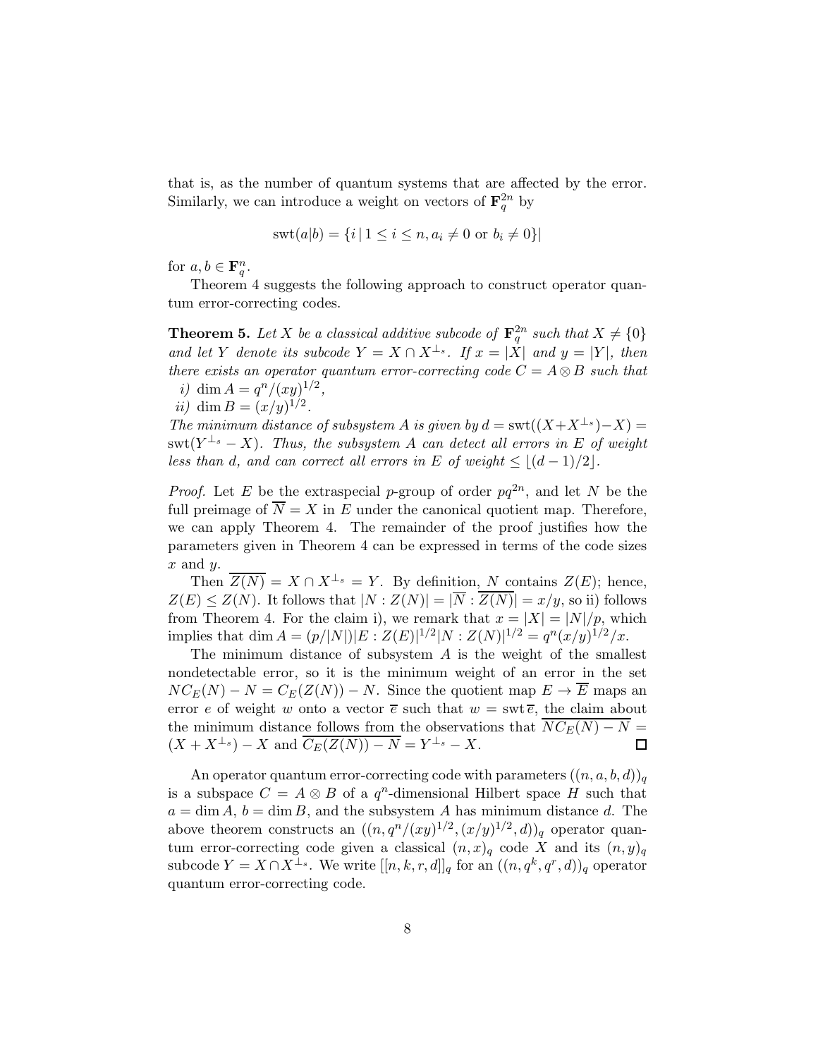that is, as the number of quantum systems that are affected by the error. Similarly, we can introduce a weight on vectors of $\mathbf{F}_q^{2n}$ by

$$\mathrm{swt}(a|b) = \{i \mid 1 \leq i \leq n, a_i \neq 0 \text{ or } b_i \neq 0\}|$$

for $a, b \in \mathbf{F}_q^n$.

Theorem 4 suggests the following approach to construct operator quantum error-correcting codes.

**Theorem 5.** *Let $X$ be a classical additive subcode of $\mathbf{F}_q^{2n}$ such that $X \neq \{0\}$ and let $Y$ denote its subcode $Y = X \cap X^{\perp_s}$. If $x = |X|$ and $y = |Y|$, then there exists an operator quantum error-correcting code $C = A \otimes B$ such that*
*i)* $\dim A = q^n/(xy)^{1/2}$,
*ii)* $\dim B = (x/y)^{1/2}$.
*The minimum distance of subsystem $A$ is given by $d = \mathrm{swt}((X+X^{\perp_s})-X) = \mathrm{swt}(Y^{\perp_s} - X)$. Thus, the subsystem $A$ can detect all errors in $E$ of weight less than $d$, and can correct all errors in $E$ of weight $\leq \lfloor (d-1)/2 \rfloor$.*

*Proof.* Let $E$ be the extraspecial $p$-group of order $pq^{2n}$, and let $N$ be the full preimage of $\overline{N} = X$ in $E$ under the canonical quotient map. Therefore, we can apply Theorem 4. The remainder of the proof justifies how the parameters given in Theorem 4 can be expressed in terms of the code sizes $x$ and $y$.

Then $\overline{Z(N)} = X \cap X^{\perp_s} = Y$. By definition, $N$ contains $Z(E)$; hence, $Z(E) \leq Z(N)$. It follows that $|N : Z(N)| = |\overline{N} : \overline{Z(N)}| = x/y$, so ii) follows from Theorem 4. For the claim i), we remark that $x = |X| = |N|/p$, which implies that $\dim A = (p/|N|)|E : Z(E)|^{1/2}|N : Z(N)|^{1/2} = q^n(x/y)^{1/2}/x$.

The minimum distance of subsystem $A$ is the weight of the smallest nondetectable error, so it is the minimum weight of an error in the set $NC_E(N) - N = C_E(Z(N)) - N$. Since the quotient map $E \to \overline{E}$ maps an error $e$ of weight $w$ onto a vector $\overline{e}$ such that $w = \mathrm{swt}\,\overline{e}$, the claim about the minimum distance follows from the observations that $\overline{NC_E(N) - N} = (X + X^{\perp_s}) - X$ and $\overline{C_E(Z(N)) - N} = Y^{\perp_s} - X$. ◻

An operator quantum error-correcting code with parameters $((n, a, b, d))_q$ is a subspace $C = A \otimes B$ of a $q^n$-dimensional Hilbert space $H$ such that $a = \dim A$, $b = \dim B$, and the subsystem $A$ has minimum distance $d$. The above theorem constructs an $((n, q^n/(xy)^{1/2}, (x/y)^{1/2}, d))_q$ operator quantum error-correcting code given a classical $(n, x)_q$ code $X$ and its $(n, y)_q$ subcode $Y = X \cap X^{\perp_s}$. We write $[[n, k, r, d]]_q$ for an $((n, q^k, q^r, d))_q$ operator quantum error-correcting code.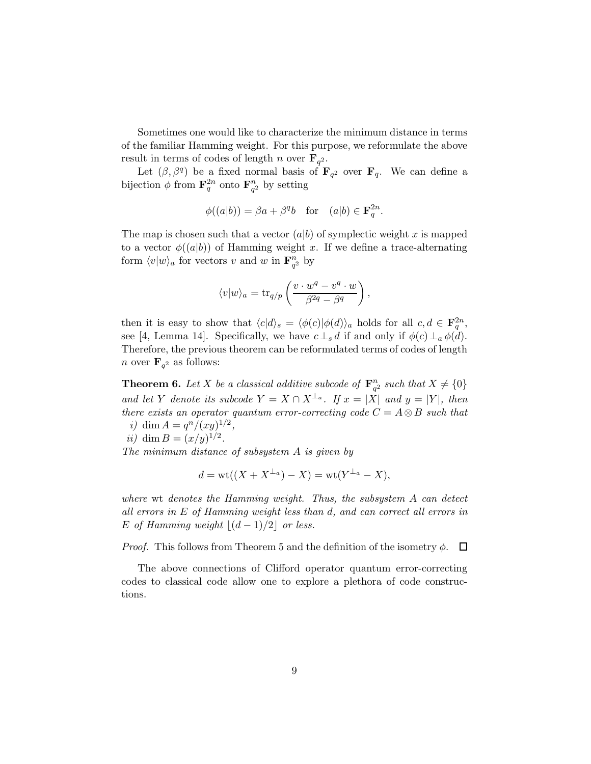Sometimes one would like to characterize the minimum distance in terms of the familiar Hamming weight. For this purpose, we reformulate the above result in terms of codes of length $n$ over $\mathbf{F}_{q^2}$.

Let $(\beta, \beta^q)$ be a fixed normal basis of $\mathbf{F}_{q^2}$ over $\mathbf{F}_q$. We can define a bijection $\phi$ from $\mathbf{F}_q^{2n}$ onto $\mathbf{F}_{q^2}^n$ by setting

$$\phi((a|b)) = \beta a + \beta^q b \quad \text{for} \quad (a|b) \in \mathbf{F}_q^{2n}.$$

The map is chosen such that a vector $(a|b)$ of symplectic weight $x$ is mapped to a vector $\phi((a|b))$ of Hamming weight $x$. If we define a trace-alternating form $\langle v|w\rangle_a$ for vectors $v$ and $w$ in $\mathbf{F}_{q^2}^n$ by

$$\langle v|w\rangle_a = \operatorname{tr}_{q/p}\left(\frac{v \cdot w^q - v^q \cdot w}{\beta^{2q} - \beta^q}\right),$$

then it is easy to show that $\langle c|d\rangle_s = \langle \phi(c)|\phi(d)\rangle_a$ holds for all $c, d \in \mathbf{F}_q^{2n}$, see [4, Lemma 14]. Specifically, we have $c \perp_s d$ if and only if $\phi(c) \perp_a \phi(d)$. Therefore, the previous theorem can be reformulated terms of codes of length $n$ over $\mathbf{F}_{q^2}$ as follows:

**Theorem 6.** *Let $X$ be a classical additive subcode of $\mathbf{F}_{q^2}^n$ such that $X \neq \{0\}$ and let $Y$ denote its subcode $Y = X \cap X^{\perp_a}$. If $x = |X|$ and $y = |Y|$, then there exists an operator quantum error-correcting code $C = A \otimes B$ such that*

*i)* $\dim A = q^n/(xy)^{1/2}$,

*ii)* $\dim B = (x/y)^{1/2}$.

*The minimum distance of subsystem $A$ is given by*

$$d = \operatorname{wt}((X + X^{\perp_a}) - X) = \operatorname{wt}(Y^{\perp_a} - X),$$

*where* wt *denotes the Hamming weight. Thus, the subsystem $A$ can detect all errors in $E$ of Hamming weight less than $d$, and can correct all errors in $E$ of Hamming weight $\lfloor (d-1)/2 \rfloor$ or less.*

*Proof.* This follows from Theorem 5 and the definition of the isometry $\phi$. $\square$

The above connections of Clifford operator quantum error-correcting codes to classical code allow one to explore a plethora of code constructions.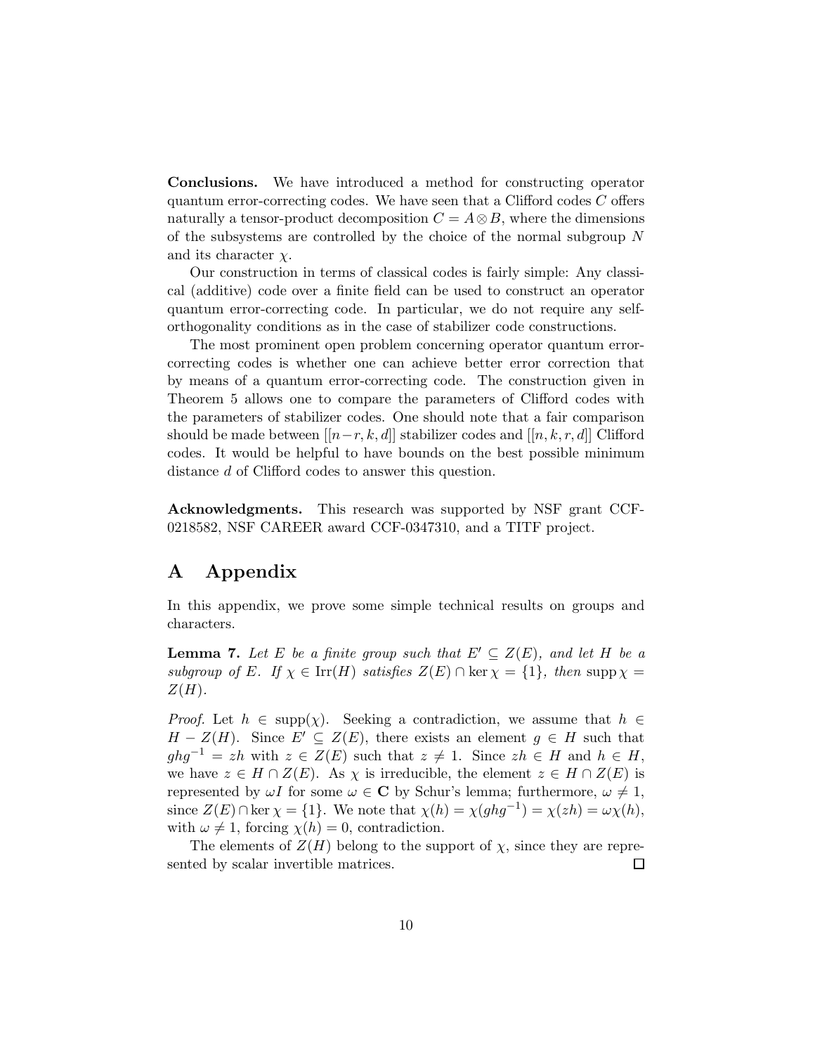**Conclusions.** We have introduced a method for constructing operator quantum error-correcting codes. We have seen that a Clifford codes $C$ offers naturally a tensor-product decomposition $C = A \otimes B$, where the dimensions of the subsystems are controlled by the choice of the normal subgroup $N$ and its character $\chi$.

Our construction in terms of classical codes is fairly simple: Any classical (additive) code over a finite field can be used to construct an operator quantum error-correcting code. In particular, we do not require any self-orthogonality conditions as in the case of stabilizer code constructions.

The most prominent open problem concerning operator quantum error-correcting codes is whether one can achieve better error correction that by means of a quantum error-correcting code. The construction given in Theorem 5 allows one to compare the parameters of Clifford codes with the parameters of stabilizer codes. One should note that a fair comparison should be made between $[[n-r, k, d]]$ stabilizer codes and $[[n, k, r, d]]$ Clifford codes. It would be helpful to have bounds on the best possible minimum distance $d$ of Clifford codes to answer this question.

**Acknowledgments.** This research was supported by NSF grant CCF-0218582, NSF CAREER award CCF-0347310, and a TITF project.

# A Appendix

In this appendix, we prove some simple technical results on groups and characters.

**Lemma 7.** *Let $E$ be a finite group such that $E' \subseteq Z(E)$, and let $H$ be a subgroup of $E$. If $\chi \in \operatorname{Irr}(H)$ satisfies $Z(E) \cap \ker \chi = \{1\}$, then $\operatorname{supp} \chi = Z(H)$.*

*Proof.* Let $h \in \operatorname{supp}(\chi)$. Seeking a contradiction, we assume that $h \in H - Z(H)$. Since $E' \subseteq Z(E)$, there exists an element $g \in H$ such that $ghg^{-1} = zh$ with $z \in Z(E)$ such that $z \neq 1$. Since $zh \in H$ and $h \in H$, we have $z \in H \cap Z(E)$. As $\chi$ is irreducible, the element $z \in H \cap Z(E)$ is represented by $\omega I$ for some $\omega \in \mathbf{C}$ by Schur's lemma; furthermore, $\omega \neq 1$, since $Z(E) \cap \ker \chi = \{1\}$. We note that $\chi(h) = \chi(ghg^{-1}) = \chi(zh) = \omega\chi(h)$, with $\omega \neq 1$, forcing $\chi(h) = 0$, contradiction.

The elements of $Z(H)$ belong to the support of $\chi$, since they are represented by scalar invertible matrices. $\square$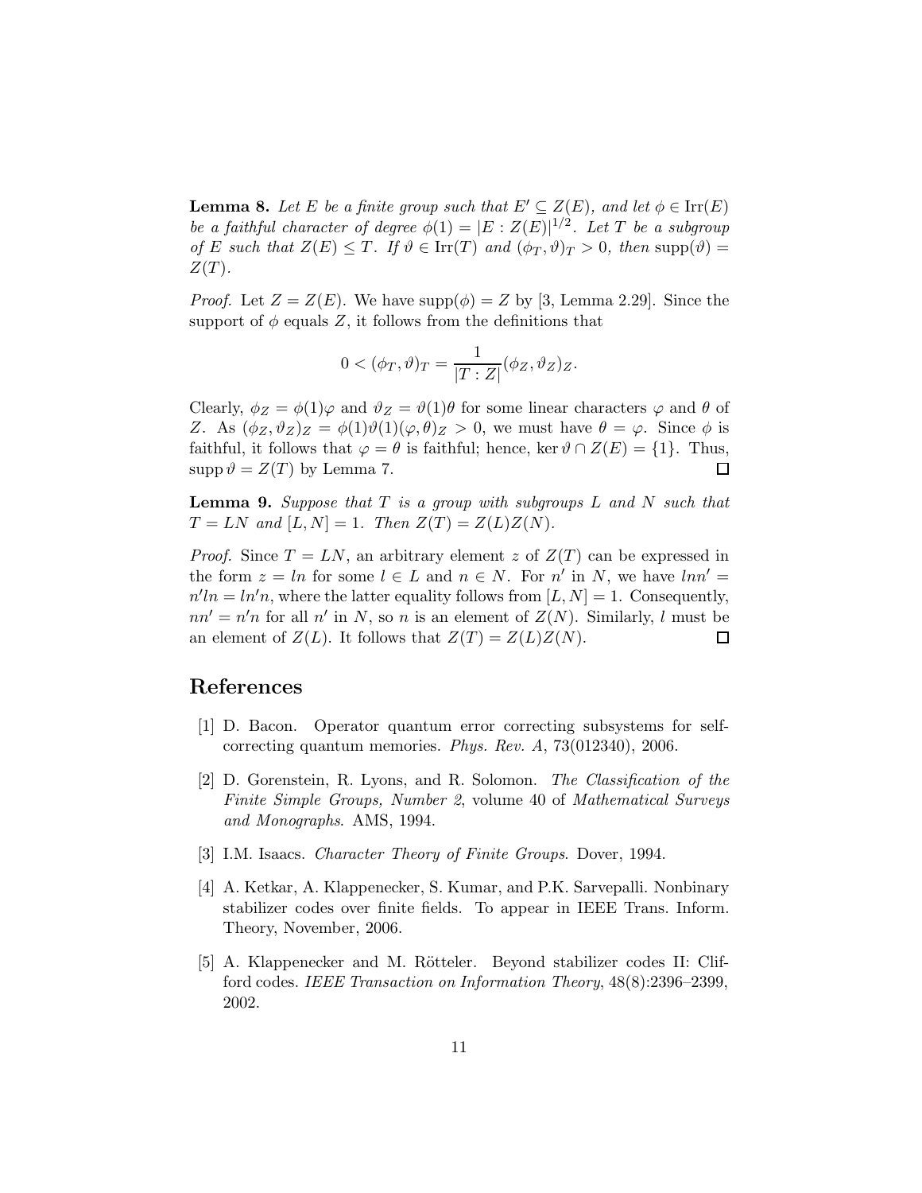**Lemma 8.** *Let $E$ be a finite group such that $E' \subseteq Z(E)$, and let $\phi \in \mathrm{Irr}(E)$ be a faithful character of degree $\phi(1) = |E : Z(E)|^{1/2}$. Let $T$ be a subgroup of $E$ such that $Z(E) \leq T$. If $\vartheta \in \mathrm{Irr}(T)$ and $(\phi_T, \vartheta)_T > 0$, then $\mathrm{supp}(\vartheta) = Z(T)$.*

*Proof.* Let $Z = Z(E)$. We have $\mathrm{supp}(\phi) = Z$ by [3, Lemma 2.29]. Since the support of $\phi$ equals $Z$, it follows from the definitions that

$$0 < (\phi_T, \vartheta)_T = \frac{1}{|T : Z|}(\phi_Z, \vartheta_Z)_Z.$$

Clearly, $\phi_Z = \phi(1)\varphi$ and $\vartheta_Z = \vartheta(1)\theta$ for some linear characters $\varphi$ and $\theta$ of $Z$. As $(\phi_Z, \vartheta_Z)_Z = \phi(1)\vartheta(1)(\varphi, \theta)_Z > 0$, we must have $\theta = \varphi$. Since $\phi$ is faithful, it follows that $\varphi = \theta$ is faithful; hence, $\ker \vartheta \cap Z(E) = \{1\}$. Thus, $\mathrm{supp}\, \vartheta = Z(T)$ by Lemma 7. $\square$

**Lemma 9.** *Suppose that $T$ is a group with subgroups $L$ and $N$ such that $T = LN$ and $[L, N] = 1$. Then $Z(T) = Z(L)Z(N)$.*

*Proof.* Since $T = LN$, an arbitrary element $z$ of $Z(T)$ can be expressed in the form $z = ln$ for some $l \in L$ and $n \in N$. For $n'$ in $N$, we have $lnn' = n'ln = ln'n$, where the latter equality follows from $[L, N] = 1$. Consequently, $nn' = n'n$ for all $n'$ in $N$, so $n$ is an element of $Z(N)$. Similarly, $l$ must be an element of $Z(L)$. It follows that $Z(T) = Z(L)Z(N)$. $\square$

## References

[1] D. Bacon. Operator quantum error correcting subsystems for self-correcting quantum memories. *Phys. Rev. A*, 73(012340), 2006.

[2] D. Gorenstein, R. Lyons, and R. Solomon. *The Classification of the Finite Simple Groups, Number 2*, volume 40 of *Mathematical Surveys and Monographs*. AMS, 1994.

[3] I.M. Isaacs. *Character Theory of Finite Groups*. Dover, 1994.

[4] A. Ketkar, A. Klappenecker, S. Kumar, and P.K. Sarvepalli. Nonbinary stabilizer codes over finite fields. To appear in IEEE Trans. Inform. Theory, November, 2006.

[5] A. Klappenecker and M. Rötteler. Beyond stabilizer codes II: Clifford codes. *IEEE Transaction on Information Theory*, 48(8):2396–2399, 2002.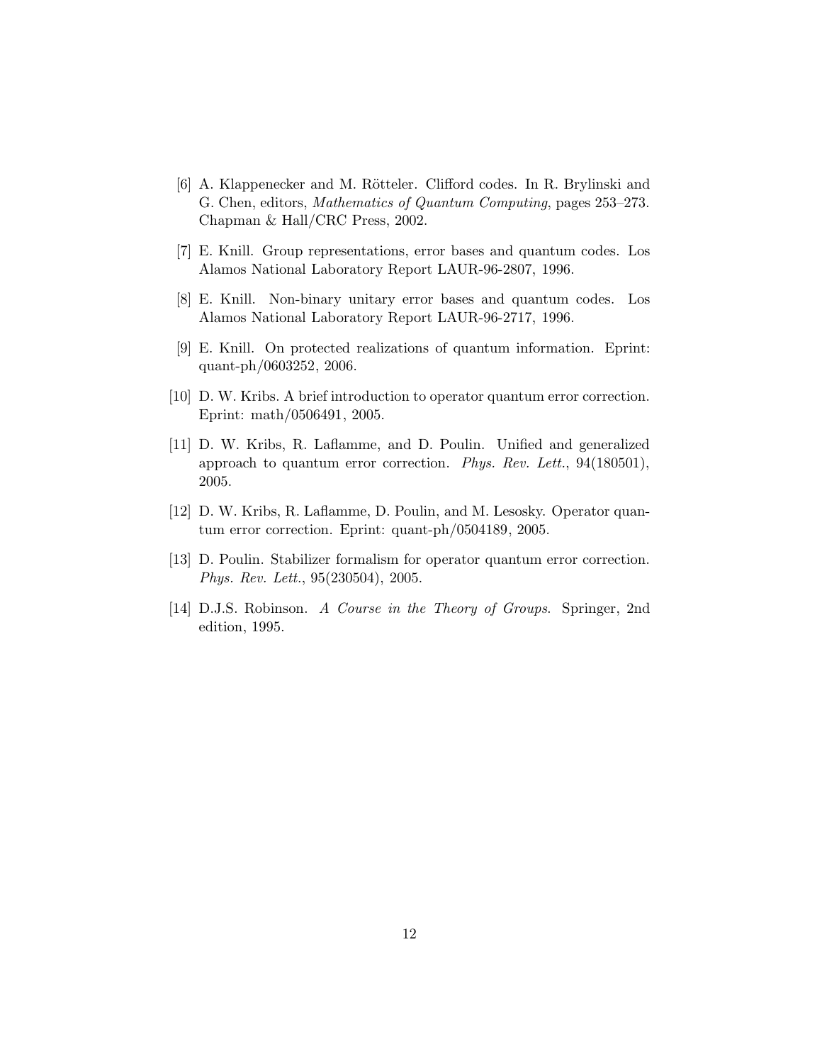[6] A. Klappenecker and M. Rötteler. Clifford codes. In R. Brylinski and G. Chen, editors, *Mathematics of Quantum Computing*, pages 253–273. Chapman & Hall/CRC Press, 2002.

[7] E. Knill. Group representations, error bases and quantum codes. Los Alamos National Laboratory Report LAUR-96-2807, 1996.

[8] E. Knill. Non-binary unitary error bases and quantum codes. Los Alamos National Laboratory Report LAUR-96-2717, 1996.

[9] E. Knill. On protected realizations of quantum information. Eprint: quant-ph/0603252, 2006.

[10] D. W. Kribs. A brief introduction to operator quantum error correction. Eprint: math/0506491, 2005.

[11] D. W. Kribs, R. Laflamme, and D. Poulin. Unified and generalized approach to quantum error correction. *Phys. Rev. Lett.*, 94(180501), 2005.

[12] D. W. Kribs, R. Laflamme, D. Poulin, and M. Lesosky. Operator quantum error correction. Eprint: quant-ph/0504189, 2005.

[13] D. Poulin. Stabilizer formalism for operator quantum error correction. *Phys. Rev. Lett.*, 95(230504), 2005.

[14] D.J.S. Robinson. *A Course in the Theory of Groups*. Springer, 2nd edition, 1995.